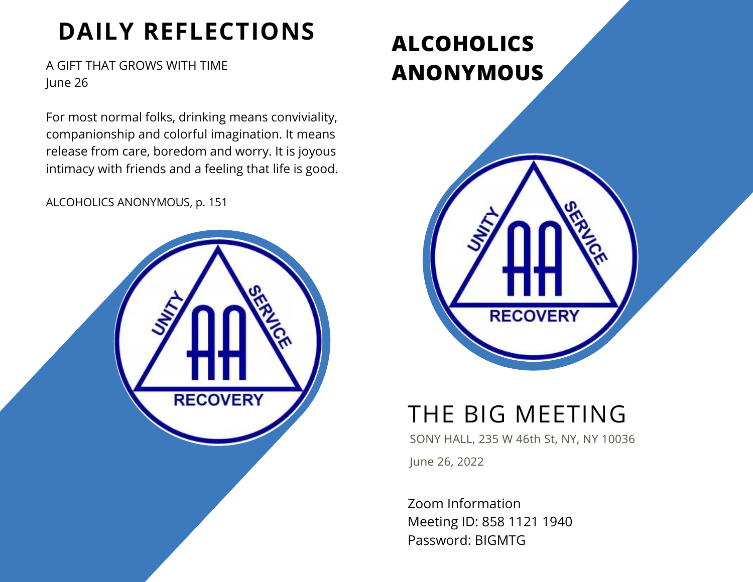# DAILY REFLECTIONS

A GIFT THAT GROWS WITH TIME
June 26

For most normal folks, drinking means conviviality, companionship and colorful imagination. It means release from care, boredom and worry. It is joyous intimacy with friends and a feeling that life is good.

ALCOHOLICS ANONYMOUS, p. 151

UNITY SERVICE AA RECOVERY

# ALCOHOLICS ANONYMOUS

UNITY SERVICE AA RECOVERY

## THE BIG MEETING

SONY HALL, 235 W 46th St, NY, NY 10036

June 26, 2022

Zoom Information
Meeting ID: 858 1121 1940
Password: BIGMTG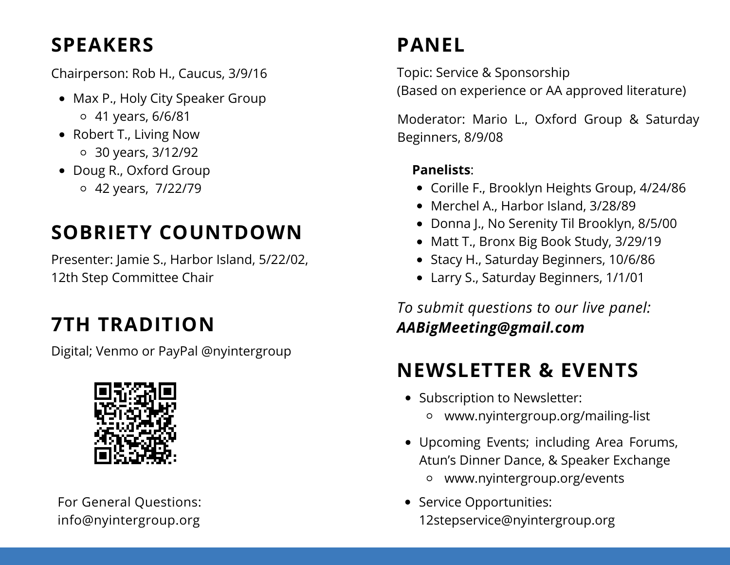## SPEAKERS

Chairperson: Rob H., Caucus, 3/9/16

- Max P., Holy City Speaker Group
  - 41 years, 6/6/81
- Robert T., Living Now
  - 30 years, 3/12/92
- Doug R., Oxford Group
  - 42 years, 7/22/79

## SOBRIETY COUNTDOWN

Presenter: Jamie S., Harbor Island, 5/22/02, 12th Step Committee Chair

## 7TH TRADITION

Digital; Venmo or PayPal @nyintergroup

For General Questions: info@nyintergroup.org

## PANEL

Topic: Service & Sponsorship
(Based on experience or AA approved literature)

Moderator: Mario L., Oxford Group & Saturday Beginners, 8/9/08

**Panelists**:

- Corille F., Brooklyn Heights Group, 4/24/86
- Merchel A., Harbor Island, 3/28/89
- Donna J., No Serenity Til Brooklyn, 8/5/00
- Matt T., Bronx Big Book Study, 3/29/19
- Stacy H., Saturday Beginners, 10/6/86
- Larry S., Saturday Beginners, 1/1/01

*To submit questions to our live panel:*
***AABigMeeting@gmail.com***

## NEWSLETTER & EVENTS

- Subscription to Newsletter:
  - www.nyintergroup.org/mailing-list
- Upcoming Events; including Area Forums, Atun's Dinner Dance, & Speaker Exchange
  - www.nyintergroup.org/events
- Service Opportunities: 12stepservice@nyintergroup.org